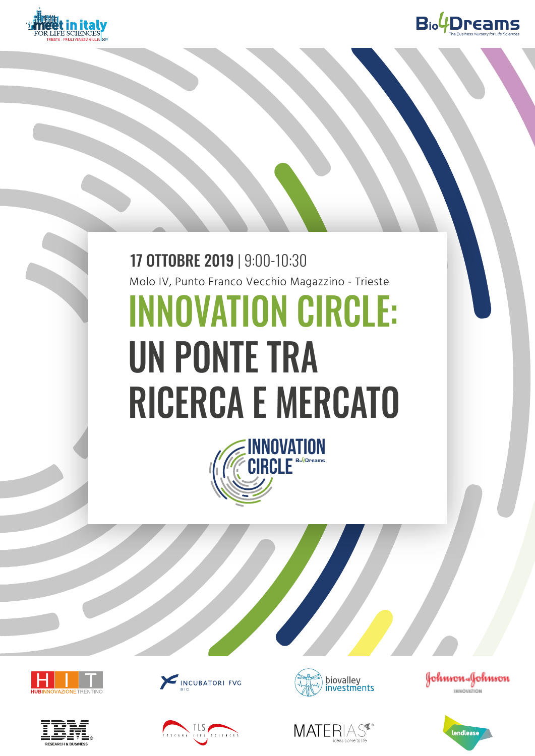meet in italy FOR LIFE SCIENCES TRIESTE - FRIULI VENEZIA GIULIA 2019

Bio4Dreams The Business Nursery for Life Sciences

**17 OTTOBRE 2019** | 9:00-10:30

Molo IV, Punto Franco Vecchio Magazzino - Trieste

# INNOVATION CIRCLE: UN PONTE TRA RICERCA E MERCATO

INNOVATION CIRCLE Bio4Dreams

HIT HUB INNOVAZIONE TRENTINO

INCUBATORI FVG BIC

biovalley investments

Johnson & Johnson INNOVATION

IBM RESEARCH & BUSINESS

TLS TOSCANA LIFE SCIENCES

MATERIAS ideas come to life

lendlease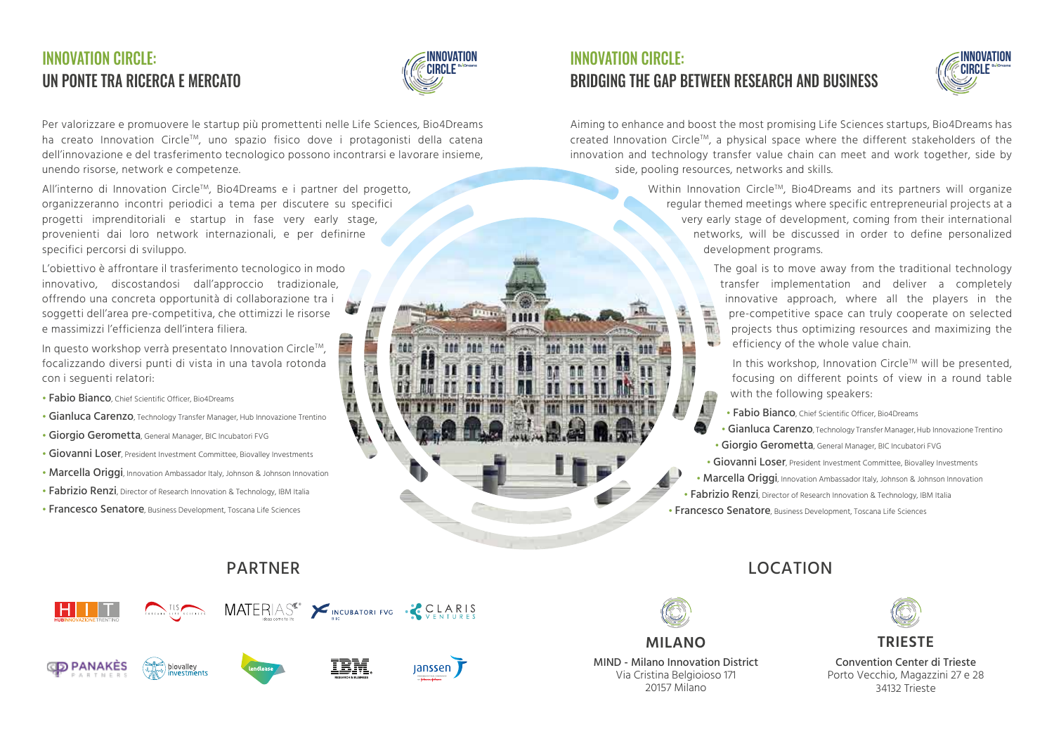# INNOVATION CIRCLE: UN PONTE TRA RICERCA E MERCATO

Per valorizzare e promuovere le startup più promettenti nelle Life Sciences, Bio4Dreams ha creato Innovation Circle™, uno spazio fisico dove i protagonisti della catena dell'innovazione e del trasferimento tecnologico possono incontrarsi e lavorare insieme, unendo risorse, network e competenze.

All'interno di Innovation Circle™, Bio4Dreams e i partner del progetto, organizzeranno incontri periodici a tema per discutere su specifici progetti imprenditoriali e startup in fase very early stage, provenienti dai loro network internazionali, e per definirne specifici percorsi di sviluppo.

L'obiettivo è affrontare il trasferimento tecnologico in modo innovativo, discostandosi dall'approccio tradizionale, offrendo una concreta opportunità di collaborazione tra i soggetti dell'area pre-competitiva, che ottimizzi le risorse e massimizzi l'efficienza dell'intera filiera.

In questo workshop verrà presentato Innovation Circle™, focalizzando diversi punti di vista in una tavola rotonda con i seguenti relatori:

- **Fabio Bianco**, Chief Scientific Officer, Bio4Dreams
- **Gianluca Carenzo**, Technology Transfer Manager, Hub Innovazione Trentino
- **Giorgio Gerometta**, General Manager, BIC Incubatori FVG
- **Giovanni Loser**, President Investment Committee, Biovalley Investments
- **Marcella Origgi**, Innovation Ambassador Italy, Johnson & Johnson Innovation
- **Fabrizio Renzi**, Director of Research Innovation & Technology, IBM Italia
- **Francesco Senatore**, Business Development, Toscana Life Sciences

# INNOVATION CIRCLE: BRIDGING THE GAP BETWEEN RESEARCH AND BUSINESS

Aiming to enhance and boost the most promising Life Sciences startups, Bio4Dreams has created Innovation Circle™, a physical space where the different stakeholders of the innovation and technology transfer value chain can meet and work together, side by side, pooling resources, networks and skills.

Within Innovation Circle™, Bio4Dreams and its partners will organize regular themed meetings where specific entrepreneurial projects at a very early stage of development, coming from their international networks, will be discussed in order to define personalized development programs.

The goal is to move away from the traditional technology transfer implementation and deliver a completely innovative approach, where all the players in the pre-competitive space can truly cooperate on selected projects thus optimizing resources and maximizing the efficiency of the whole value chain.

In this workshop, Innovation Circle™ will be presented, focusing on different points of view in a round table with the following speakers:

- **Fabio Bianco**, Chief Scientific Officer, Bio4Dreams
- **Gianluca Carenzo**, Technology Transfer Manager, Hub Innovazione Trentino
- **Giorgio Gerometta**, General Manager, BIC Incubatori FVG
- **Giovanni Loser**, President Investment Committee, Biovalley Investments
- **Marcella Origgi**, Innovation Ambassador Italy, Johnson & Johnson Innovation
- **Fabrizio Renzi**, Director of Research Innovation & Technology, IBM Italia
- **Francesco Senatore**, Business Development, Toscana Life Sciences

## PARTNER

## LOCATION

### MILANO

MIND - Milano Innovation District
Via Cristina Belgioioso 171
20157 Milano

### TRIESTE

Convention Center di Trieste
Porto Vecchio, Magazzini 27 e 28
34132 Trieste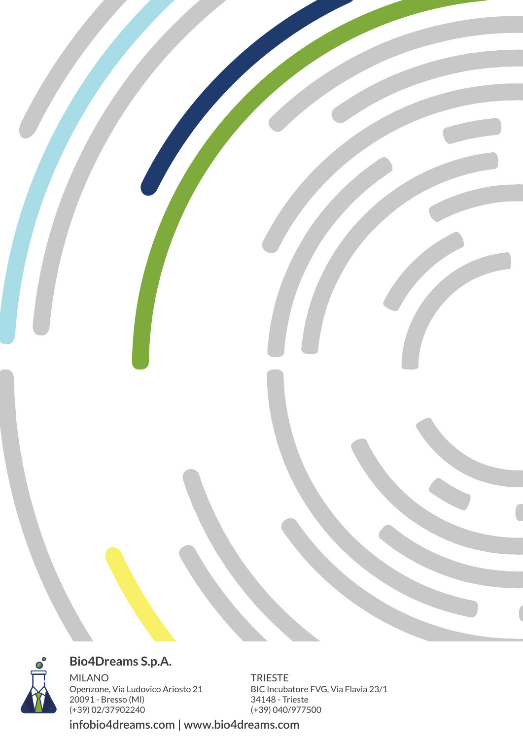**Bio4Dreams S.p.A.**

MILANO
Openzone, Via Ludovico Ariosto 21
20091 - Bresso (MI)
(+39) 02/37902240

TRIESTE
BIC Incubatore FVG, Via Flavia 23/1
34148 - Trieste
(+39) 040/977500

**infobio4dreams.com | www.bio4dreams.com**